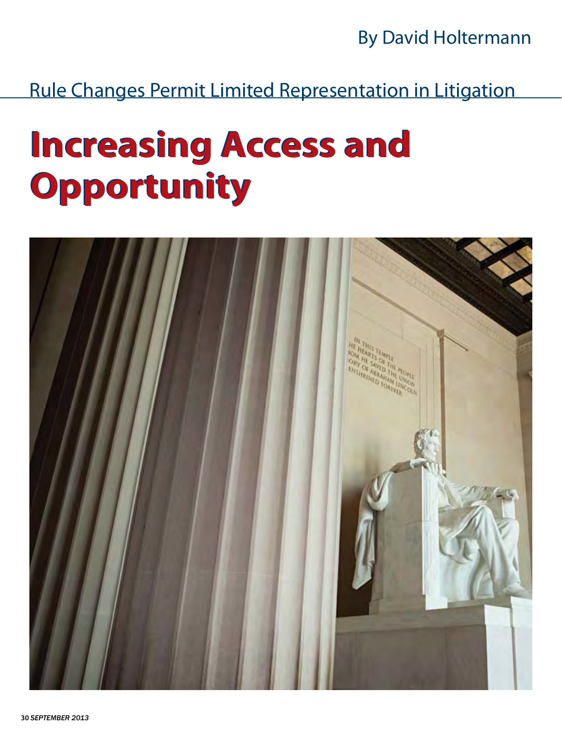By David Holtermann

Rule Changes Permit Limited Representation in Litigation

# Increasing Access and Opportunity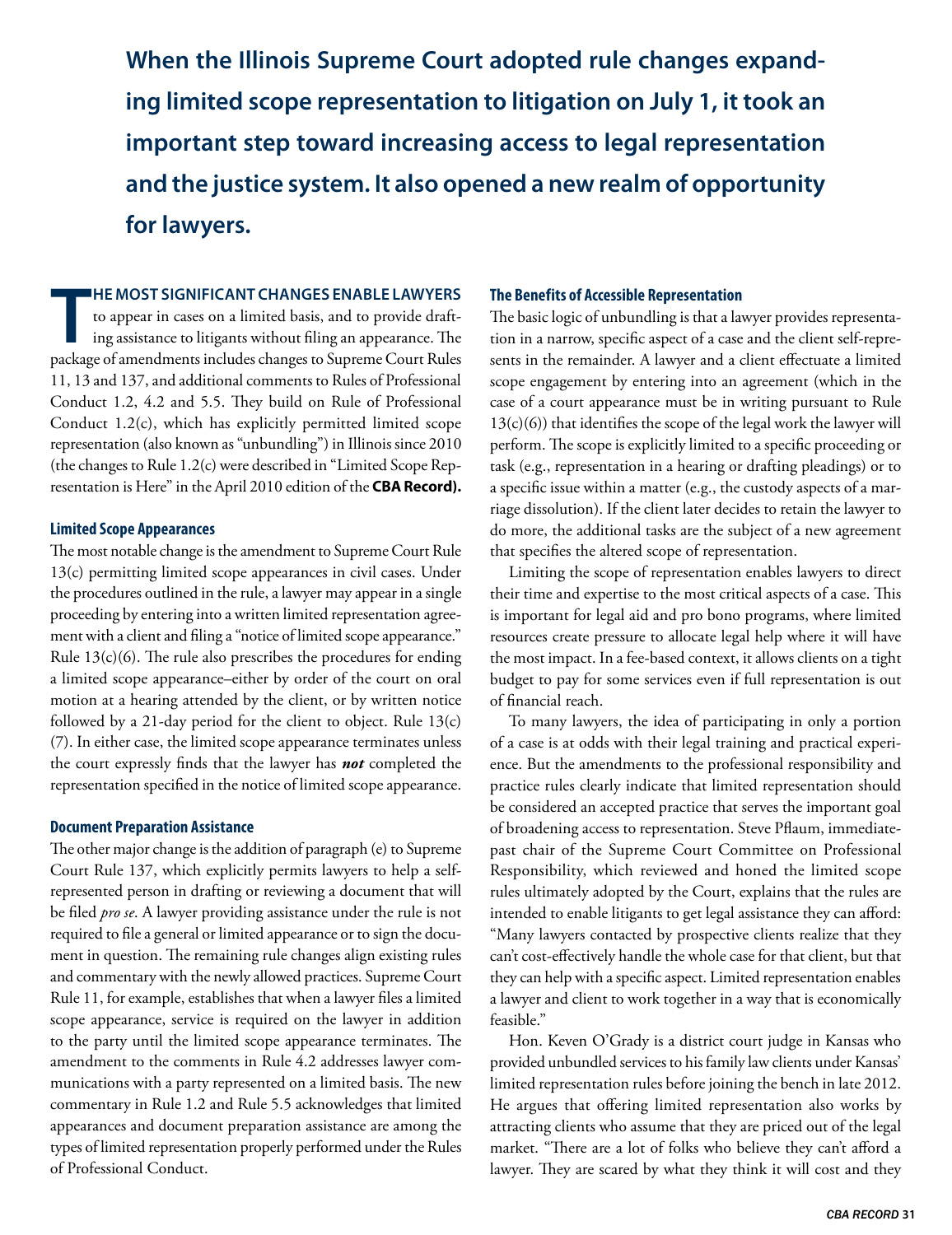**When the Illinois Supreme Court adopted rule changes expanding limited scope representation to litigation on July 1, it took an important step toward increasing access to legal representation and the justice system. It also opened a new realm of opportunity for lawyers.**

**THE MOST SIGNIFICANT CHANGES ENABLE LAWYERS** to appear in cases on a limited basis, and to provide drafting assistance to litigants without filing an appearance. The package of amendments includes changes to Supreme Court Rules 11, 13 and 137, and additional comments to Rules of Professional Conduct 1.2, 4.2 and 5.5. They build on Rule of Professional Conduct 1.2(c), which has explicitly permitted limited scope representation (also known as "unbundling") in Illinois since 2010 (the changes to Rule 1.2(c) were described in "Limited Scope Representation is Here" in the April 2010 edition of the **CBA Record).**

### Limited Scope Appearances

The most notable change is the amendment to Supreme Court Rule 13(c) permitting limited scope appearances in civil cases. Under the procedures outlined in the rule, a lawyer may appear in a single proceeding by entering into a written limited representation agreement with a client and filing a "notice of limited scope appearance." Rule 13(c)(6). The rule also prescribes the procedures for ending a limited scope appearance–either by order of the court on oral motion at a hearing attended by the client, or by written notice followed by a 21-day period for the client to object. Rule 13(c)(7). In either case, the limited scope appearance terminates unless the court expressly finds that the lawyer has ***not*** completed the representation specified in the notice of limited scope appearance.

### Document Preparation Assistance

The other major change is the addition of paragraph (e) to Supreme Court Rule 137, which explicitly permits lawyers to help a self-represented person in drafting or reviewing a document that will be filed *pro se*. A lawyer providing assistance under the rule is not required to file a general or limited appearance or to sign the document in question. The remaining rule changes align existing rules and commentary with the newly allowed practices. Supreme Court Rule 11, for example, establishes that when a lawyer files a limited scope appearance, service is required on the lawyer in addition to the party until the limited scope appearance terminates. The amendment to the comments in Rule 4.2 addresses lawyer communications with a party represented on a limited basis. The new commentary in Rule 1.2 and Rule 5.5 acknowledges that limited appearances and document preparation assistance are among the types of limited representation properly performed under the Rules of Professional Conduct.

### The Benefits of Accessible Representation

The basic logic of unbundling is that a lawyer provides representation in a narrow, specific aspect of a case and the client self-represents in the remainder. A lawyer and a client effectuate a limited scope engagement by entering into an agreement (which in the case of a court appearance must be in writing pursuant to Rule 13(c)(6)) that identifies the scope of the legal work the lawyer will perform. The scope is explicitly limited to a specific proceeding or task (e.g., representation in a hearing or drafting pleadings) or to a specific issue within a matter (e.g., the custody aspects of a marriage dissolution). If the client later decides to retain the lawyer to do more, the additional tasks are the subject of a new agreement that specifies the altered scope of representation.

Limiting the scope of representation enables lawyers to direct their time and expertise to the most critical aspects of a case. This is important for legal aid and pro bono programs, where limited resources create pressure to allocate legal help where it will have the most impact. In a fee-based context, it allows clients on a tight budget to pay for some services even if full representation is out of financial reach.

To many lawyers, the idea of participating in only a portion of a case is at odds with their legal training and practical experience. But the amendments to the professional responsibility and practice rules clearly indicate that limited representation should be considered an accepted practice that serves the important goal of broadening access to representation. Steve Pflaum, immediate-past chair of the Supreme Court Committee on Professional Responsibility, which reviewed and honed the limited scope rules ultimately adopted by the Court, explains that the rules are intended to enable litigants to get legal assistance they can afford: "Many lawyers contacted by prospective clients realize that they can't cost-effectively handle the whole case for that client, but that they can help with a specific aspect. Limited representation enables a lawyer and client to work together in a way that is economically feasible."

Hon. Keven O'Grady is a district court judge in Kansas who provided unbundled services to his family law clients under Kansas' limited representation rules before joining the bench in late 2012. He argues that offering limited representation also works by attracting clients who assume that they are priced out of the legal market. "There are a lot of folks who believe they can't afford a lawyer. They are scared by what they think it will cost and they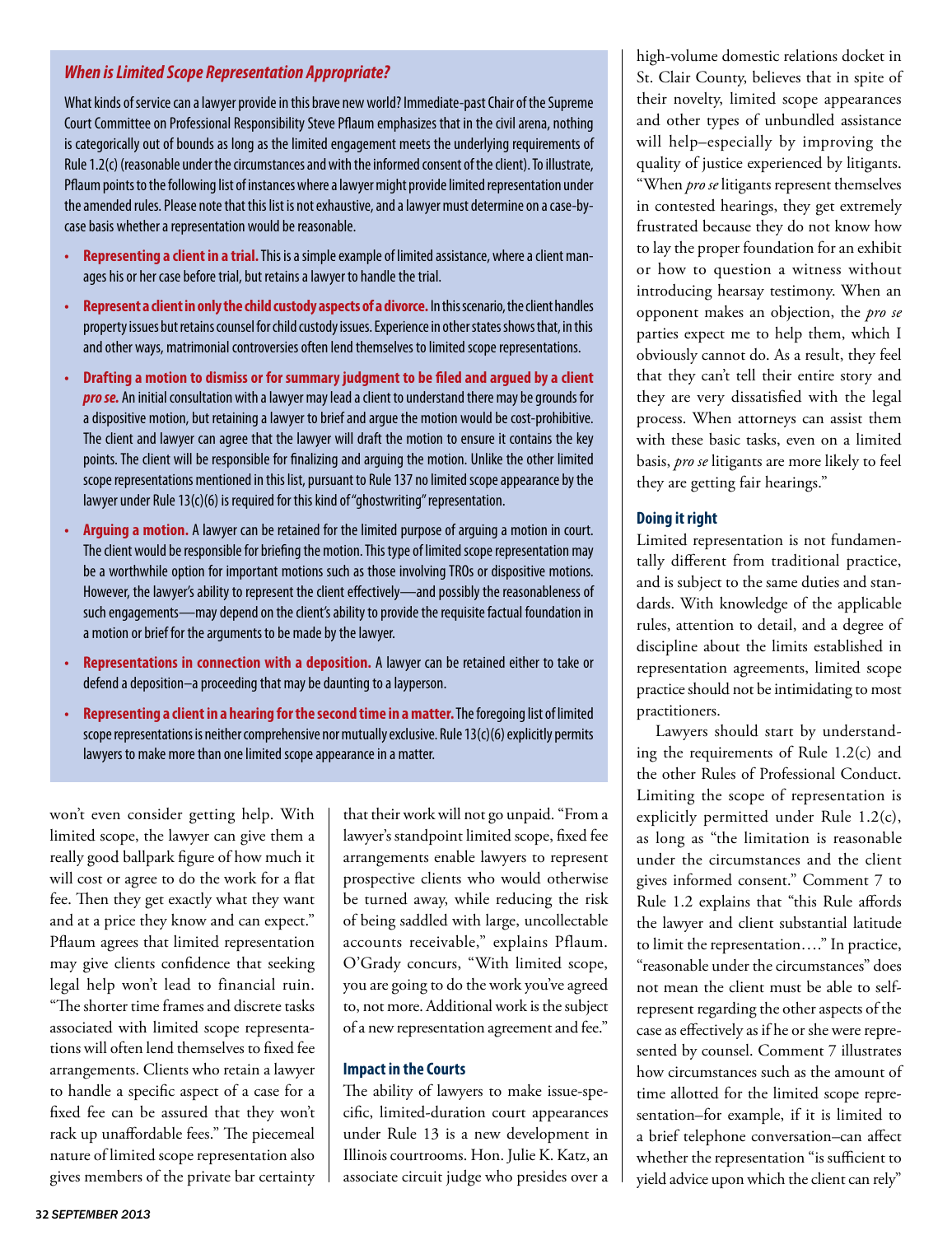### *When is Limited Scope Representation Appropriate?*

What kinds of service can a lawyer provide in this brave new world? Immediate-past Chair of the Supreme Court Committee on Professional Responsibility Steve Pflaum emphasizes that in the civil arena, nothing is categorically out of bounds as long as the limited engagement meets the underlying requirements of Rule 1.2(c) (reasonable under the circumstances and with the informed consent of the client). To illustrate, Pflaum points to the following list of instances where a lawyer might provide limited representation under the amended rules. Please note that this list is not exhaustive, and a lawyer must determine on a case-by-case basis whether a representation would be reasonable.

- **Representing a client in a trial.** This is a simple example of limited assistance, where a client manages his or her case before trial, but retains a lawyer to handle the trial.
- **Represent a client in only the child custody aspects of a divorce.** In this scenario, the client handles property issues but retains counsel for child custody issues. Experience in other states shows that, in this and other ways, matrimonial controversies often lend themselves to limited scope representations.
- **Drafting a motion to dismiss or for summary judgment to be filed and argued by a client *pro se.*** An initial consultation with a lawyer may lead a client to understand there may be grounds for a dispositive motion, but retaining a lawyer to brief and argue the motion would be cost-prohibitive. The client and lawyer can agree that the lawyer will draft the motion to ensure it contains the key points. The client will be responsible for finalizing and arguing the motion. Unlike the other limited scope representations mentioned in this list, pursuant to Rule 137 no limited scope appearance by the lawyer under Rule 13(c)(6) is required for this kind of "ghostwriting" representation.
- **Arguing a motion.** A lawyer can be retained for the limited purpose of arguing a motion in court. The client would be responsible for briefing the motion. This type of limited scope representation may be a worthwhile option for important motions such as those involving TROs or dispositive motions. However, the lawyer's ability to represent the client effectively—and possibly the reasonableness of such engagements—may depend on the client's ability to provide the requisite factual foundation in a motion or brief for the arguments to be made by the lawyer.
- **Representations in connection with a deposition.** A lawyer can be retained either to take or defend a deposition–a proceeding that may be daunting to a layperson.
- **Representing a client in a hearing for the second time in a matter.** The foregoing list of limited scope representations is neither comprehensive nor mutually exclusive. Rule 13(c)(6) explicitly permits lawyers to make more than one limited scope appearance in a matter.

won't even consider getting help. With limited scope, the lawyer can give them a really good ballpark figure of how much it will cost or agree to do the work for a flat fee. Then they get exactly what they want and at a price they know and can expect." Pflaum agrees that limited representation may give clients confidence that seeking legal help won't lead to financial ruin. "The shorter time frames and discrete tasks associated with limited scope representations will often lend themselves to fixed fee arrangements. Clients who retain a lawyer to handle a specific aspect of a case for a fixed fee can be assured that they won't rack up unaffordable fees." The piecemeal nature of limited scope representation also gives members of the private bar certainty that their work will not go unpaid. "From a lawyer's standpoint limited scope, fixed fee arrangements enable lawyers to represent prospective clients who would otherwise be turned away, while reducing the risk of being saddled with large, uncollectable accounts receivable," explains Pflaum. O'Grady concurs, "With limited scope, you are going to do the work you've agreed to, not more. Additional work is the subject of a new representation agreement and fee."

#### Impact in the Courts

The ability of lawyers to make issue-specific, limited-duration court appearances under Rule 13 is a new development in Illinois courtrooms. Hon. Julie K. Katz, an associate circuit judge who presides over a high-volume domestic relations docket in St. Clair County, believes that in spite of their novelty, limited scope appearances and other types of unbundled assistance will help–especially by improving the quality of justice experienced by litigants. "When *pro se* litigants represent themselves in contested hearings, they get extremely frustrated because they do not know how to lay the proper foundation for an exhibit or how to question a witness without introducing hearsay testimony. When an opponent makes an objection, the *pro se* parties expect me to help them, which I obviously cannot do. As a result, they feel that they can't tell their entire story and they are very dissatisfied with the legal process. When attorneys can assist them with these basic tasks, even on a limited basis, *pro se* litigants are more likely to feel they are getting fair hearings."

#### Doing it right

Limited representation is not fundamentally different from traditional practice, and is subject to the same duties and standards. With knowledge of the applicable rules, attention to detail, and a degree of discipline about the limits established in representation agreements, limited scope practice should not be intimidating to most practitioners.

Lawyers should start by understanding the requirements of Rule 1.2(c) and the other Rules of Professional Conduct. Limiting the scope of representation is explicitly permitted under Rule 1.2(c), as long as "the limitation is reasonable under the circumstances and the client gives informed consent." Comment 7 to Rule 1.2 explains that "this Rule affords the lawyer and client substantial latitude to limit the representation…." In practice, "reasonable under the circumstances" does not mean the client must be able to self-represent regarding the other aspects of the case as effectively as if he or she were represented by counsel. Comment 7 illustrates how circumstances such as the amount of time allotted for the limited scope representation–for example, if it is limited to a brief telephone conversation–can affect whether the representation "is sufficient to yield advice upon which the client can rely"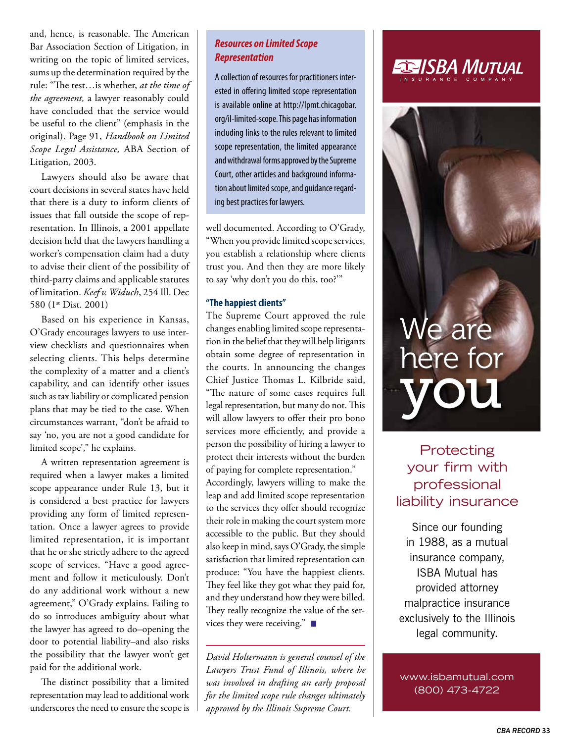and, hence, is reasonable. The American Bar Association Section of Litigation, in writing on the topic of limited services, sums up the determination required by the rule: "The test…is whether, *at the time of the agreement,* a lawyer reasonably could have concluded that the service would be useful to the client" (emphasis in the original). Page 91, *Handbook on Limited Scope Legal Assistance,* ABA Section of Litigation, 2003.

Lawyers should also be aware that court decisions in several states have held that there is a duty to inform clients of issues that fall outside the scope of representation. In Illinois, a 2001 appellate decision held that the lawyers handling a worker's compensation claim had a duty to advise their client of the possibility of third-party claims and applicable statutes of limitation. *Keef v. Widuch*, 254 Ill. Dec 580 (1st Dist. 2001)

Based on his experience in Kansas, O'Grady encourages lawyers to use interview checklists and questionnaires when selecting clients. This helps determine the complexity of a matter and a client's capability, and can identify other issues such as tax liability or complicated pension plans that may be tied to the case. When circumstances warrant, "don't be afraid to say 'no, you are not a good candidate for limited scope'," he explains.

A written representation agreement is required when a lawyer makes a limited scope appearance under Rule 13, but it is considered a best practice for lawyers providing any form of limited representation. Once a lawyer agrees to provide limited representation, it is important that he or she strictly adhere to the agreed scope of services. "Have a good agreement and follow it meticulously. Don't do any additional work without a new agreement," O'Grady explains. Failing to do so introduces ambiguity about what the lawyer has agreed to do–opening the door to potential liability–and also risks the possibility that the lawyer won't get paid for the additional work.

The distinct possibility that a limited representation may lead to additional work underscores the need to ensure the scope is well documented. According to O'Grady, "When you provide limited scope services, you establish a relationship where clients trust you. And then they are more likely to say 'why don't you do this, too?'"

### Resources on Limited Scope Representation

A collection of resources for practitioners interested in offering limited scope representation is available online at http://lpmt.chicagobar.org/il-limited-scope. This page has information including links to the rules relevant to limited scope representation, the limited appearance and withdrawal forms approved by the Supreme Court, other articles and background information about limited scope, and guidance regarding best practices for lawyers.

### "The happiest clients"

The Supreme Court approved the rule changes enabling limited scope representation in the belief that they will help litigants obtain some degree of representation in the courts. In announcing the changes Chief Justice Thomas L. Kilbride said, "The nature of some cases requires full legal representation, but many do not. This will allow lawyers to offer their pro bono services more efficiently, and provide a person the possibility of hiring a lawyer to protect their interests without the burden of paying for complete representation."

Accordingly, lawyers willing to make the leap and add limited scope representation to the services they offer should recognize their role in making the court system more accessible to the public. But they should also keep in mind, says O'Grady, the simple satisfaction that limited representation can produce: "You have the happiest clients. They feel like they got what they paid for, and they understand how they were billed. They really recognize the value of the services they were receiving." ■

---

*David Holtermann is general counsel of the Lawyers Trust Fund of Illinois, where he was involved in drafting an early proposal for the limited scope rule changes ultimately approved by the Illinois Supreme Court.*

---

ISBA MUTUAL INSURANCE COMPANY

We are here for you

Protecting your firm with professional liability insurance

Since our founding in 1988, as a mutual insurance company, ISBA Mutual has provided attorney malpractice insurance exclusively to the Illinois legal community.

www.isbamutual.com
(800) 473-4722